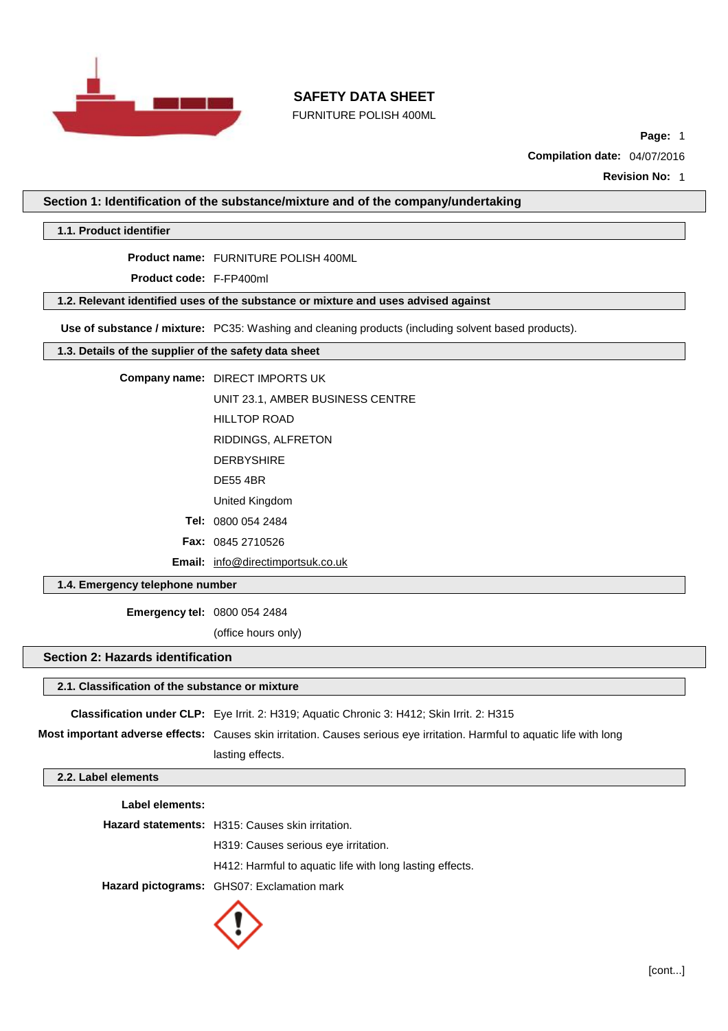# SAFETY DATA SHEET

FURNITURE POLISH 400ML

**Compilation date:** 04/07/2016

**Revision No:** 1

## Section 1: Identification of the substance/mixture and of the company/undertaking

### 1.1. Product identifier

**Product name:** FURNITURE POLISH 400ML

**Product code:** F-FP400ml

### 1.2. Relevant identified uses of the substance or mixture and uses advised against

**Use of substance / mixture:** PC35: Washing and cleaning products (including solvent based products).

### 1.3. Details of the supplier of the safety data sheet

**Company name:** DIRECT IMPORTS UK

UNIT 23.1, AMBER BUSINESS CENTRE

HILLTOP ROAD

RIDDINGS, ALFRETON

DERBYSHIRE

DE55 4BR

United Kingdom

**Tel:** 0800 054 2484

**Fax:** 0845 2710526

**Email:** info@directimportsuk.co.uk

### 1.4. Emergency telephone number

**Emergency tel:** 0800 054 2484

(office hours only)

## Section 2: Hazards identification

### 2.1. Classification of the substance or mixture

**Classification under CLP:** Eye Irrit. 2: H319; Aquatic Chronic 3: H412; Skin Irrit. 2: H315

**Most important adverse effects:** Causes skin irritation. Causes serious eye irritation. Harmful to aquatic life with long lasting effects.

### 2.2. Label elements

**Label elements:**

**Hazard statements:** H315: Causes skin irritation.

H319: Causes serious eye irritation.

H412: Harmful to aquatic life with long lasting effects.

**Hazard pictograms:** GHS07: Exclamation mark

[cont...]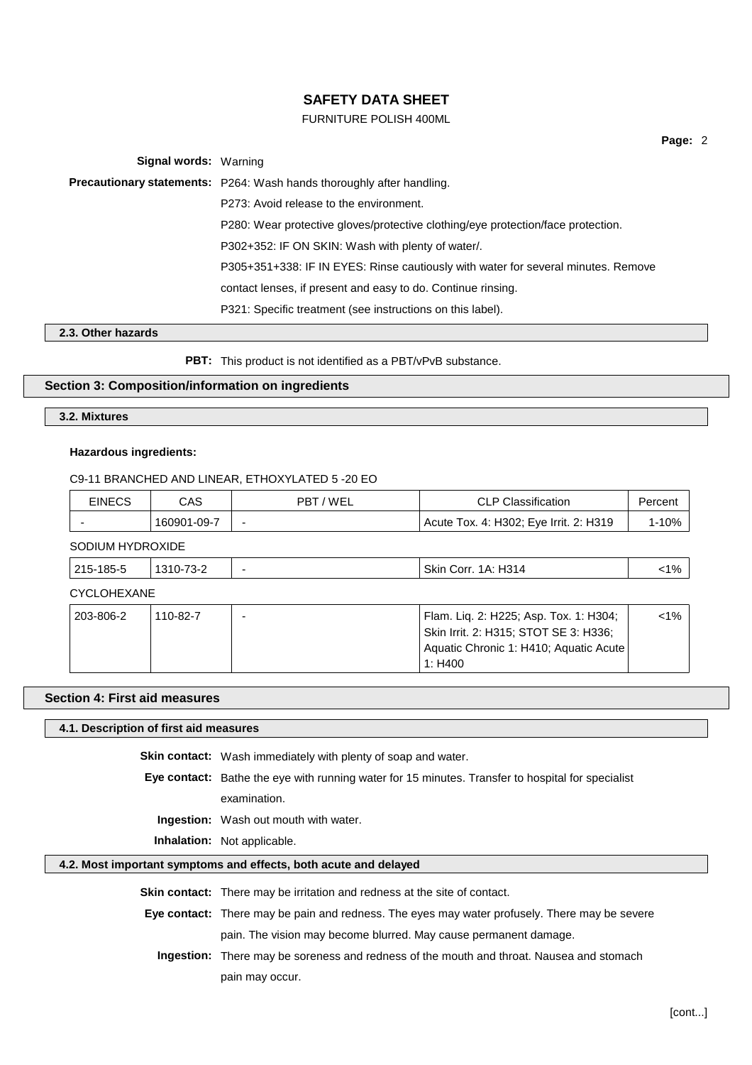**Signal words:** Warning

**Precautionary statements:** P264: Wash hands thoroughly after handling.

P273: Avoid release to the environment.

P280: Wear protective gloves/protective clothing/eye protection/face protection.

P302+352: IF ON SKIN: Wash with plenty of water/.

P305+351+338: IF IN EYES: Rinse cautiously with water for several minutes. Remove contact lenses, if present and easy to do. Continue rinsing.

P321: Specific treatment (see instructions on this label).

### 2.3. Other hazards

**PBT:** This product is not identified as a PBT/vPvB substance.

## Section 3: Composition/information on ingredients

### 3.2. Mixtures

**Hazardous ingredients:**

C9-11 BRANCHED AND LINEAR, ETHOXYLATED 5 -20 EO

| EINECS | CAS | PBT / WEL | CLP Classification | Percent |
|---|---|---|---|---|
| - | 160901-09-7 | - | Acute Tox. 4: H302; Eye Irrit. 2: H319 | 1-10% |

SODIUM HYDROXIDE

| EINECS | CAS | PBT / WEL | CLP Classification | Percent |
|---|---|---|---|---|
| 215-185-5 | 1310-73-2 | - | Skin Corr. 1A: H314 | <1% |

CYCLOHEXANE

| EINECS | CAS | PBT / WEL | CLP Classification | Percent |
|---|---|---|---|---|
| 203-806-2 | 110-82-7 | - | Flam. Liq. 2: H225; Asp. Tox. 1: H304; Skin Irrit. 2: H315; STOT SE 3: H336; Aquatic Chronic 1: H410; Aquatic Acute 1: H400 | <1% |

## Section 4: First aid measures

### 4.1. Description of first aid measures

**Skin contact:** Wash immediately with plenty of soap and water.

**Eye contact:** Bathe the eye with running water for 15 minutes. Transfer to hospital for specialist examination.

**Ingestion:** Wash out mouth with water.

**Inhalation:** Not applicable.

### 4.2. Most important symptoms and effects, both acute and delayed

**Skin contact:** There may be irritation and redness at the site of contact.

**Eye contact:** There may be pain and redness. The eyes may water profusely. There may be severe pain. The vision may become blurred. May cause permanent damage.

**Ingestion:** There may be soreness and redness of the mouth and throat. Nausea and stomach pain may occur.

[cont...]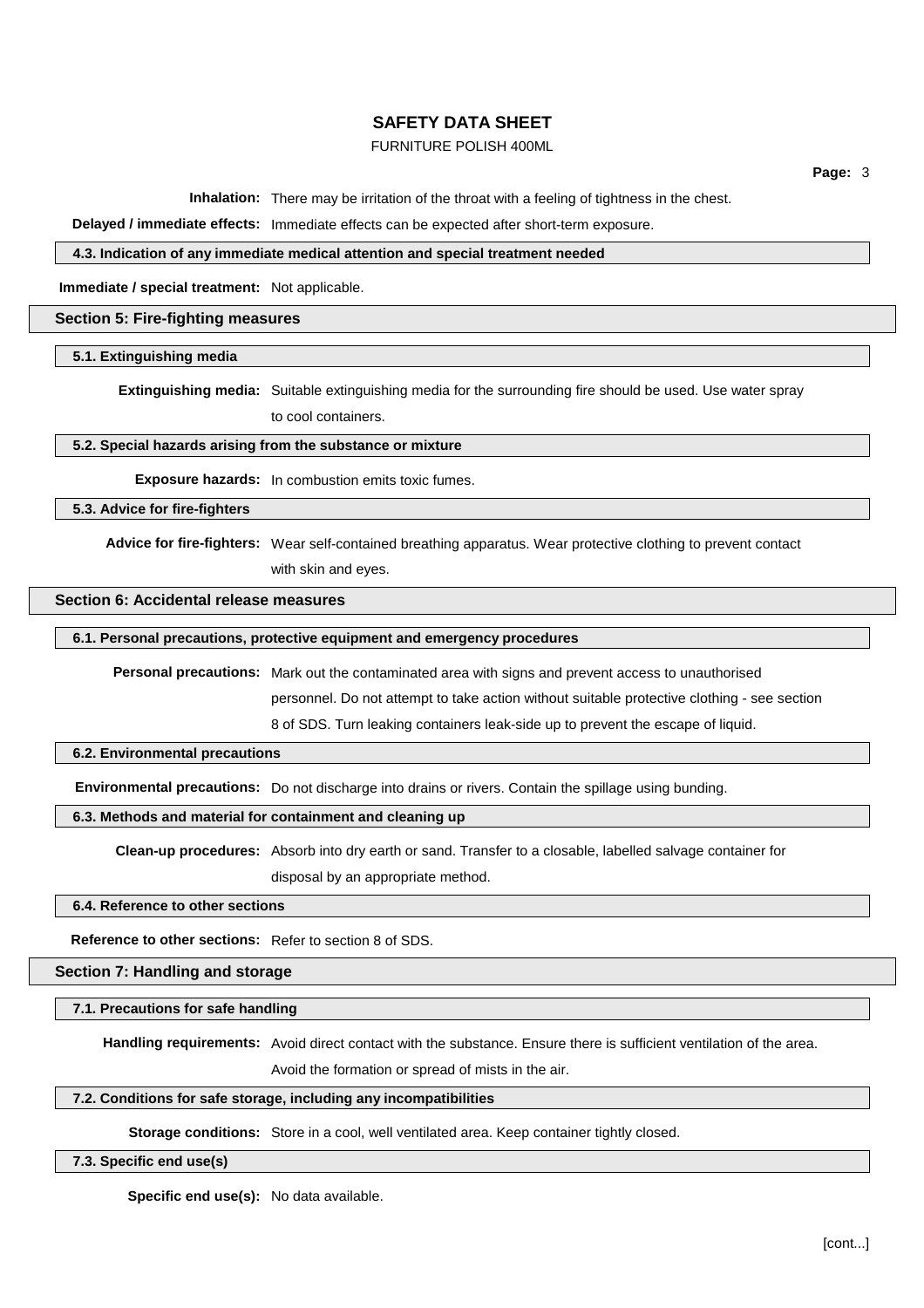**Inhalation:** There may be irritation of the throat with a feeling of tightness in the chest.

**Delayed / immediate effects:** Immediate effects can be expected after short-term exposure.

### 4.3. Indication of any immediate medical attention and special treatment needed

**Immediate / special treatment:** Not applicable.

## Section 5: Fire-fighting measures

### 5.1. Extinguishing media

**Extinguishing media:** Suitable extinguishing media for the surrounding fire should be used. Use water spray to cool containers.

### 5.2. Special hazards arising from the substance or mixture

**Exposure hazards:** In combustion emits toxic fumes.

### 5.3. Advice for fire-fighters

**Advice for fire-fighters:** Wear self-contained breathing apparatus. Wear protective clothing to prevent contact with skin and eyes.

## Section 6: Accidental release measures

### 6.1. Personal precautions, protective equipment and emergency procedures

**Personal precautions:** Mark out the contaminated area with signs and prevent access to unauthorised personnel. Do not attempt to take action without suitable protective clothing - see section 8 of SDS. Turn leaking containers leak-side up to prevent the escape of liquid.

### 6.2. Environmental precautions

**Environmental precautions:** Do not discharge into drains or rivers. Contain the spillage using bunding.

### 6.3. Methods and material for containment and cleaning up

**Clean-up procedures:** Absorb into dry earth or sand. Transfer to a closable, labelled salvage container for disposal by an appropriate method.

### 6.4. Reference to other sections

**Reference to other sections:** Refer to section 8 of SDS.

## Section 7: Handling and storage

### 7.1. Precautions for safe handling

**Handling requirements:** Avoid direct contact with the substance. Ensure there is sufficient ventilation of the area. Avoid the formation or spread of mists in the air.

### 7.2. Conditions for safe storage, including any incompatibilities

**Storage conditions:** Store in a cool, well ventilated area. Keep container tightly closed.

### 7.3. Specific end use(s)

**Specific end use(s):** No data available.

[cont...]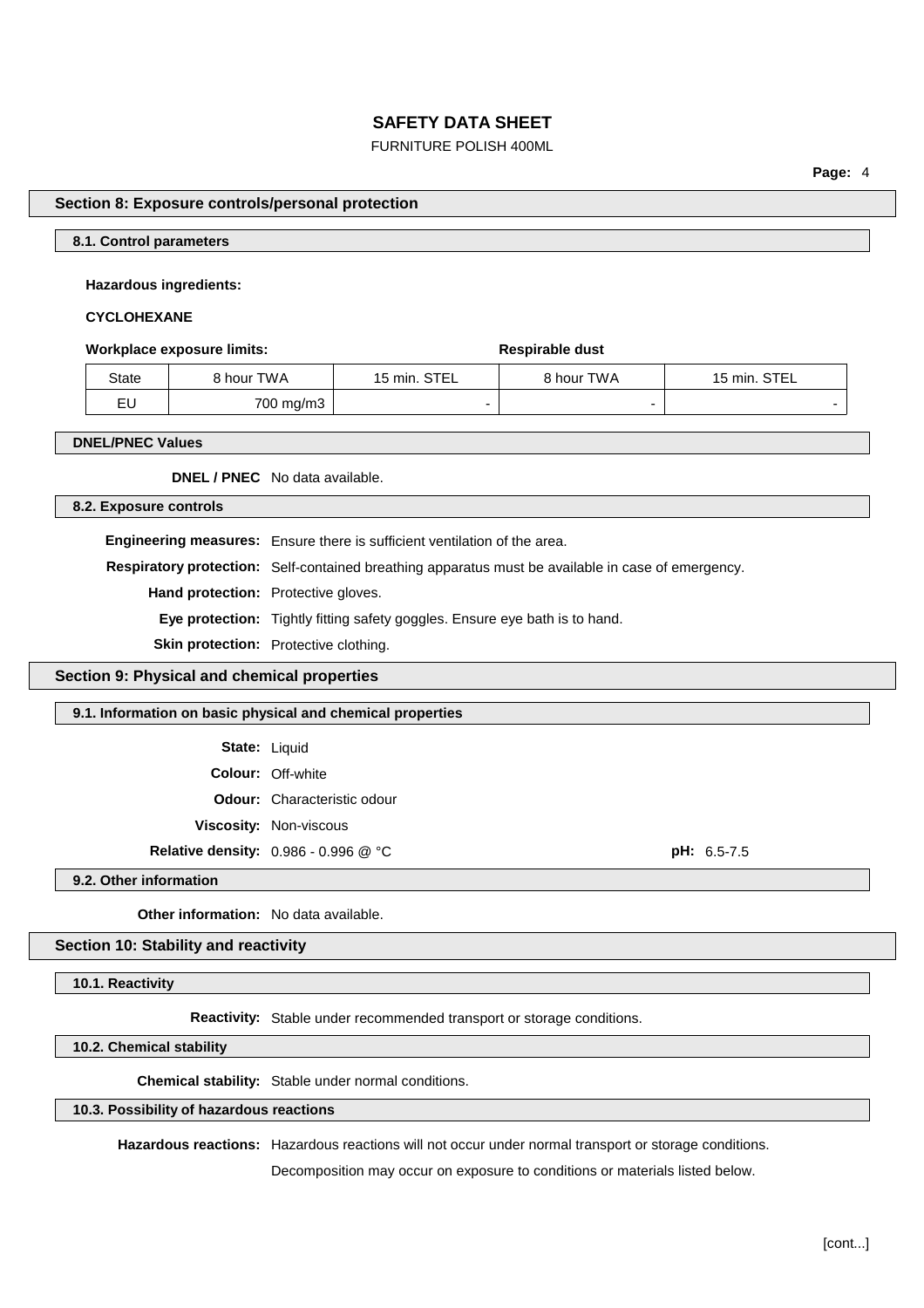## Section 8: Exposure controls/personal protection

### 8.1. Control parameters

**Hazardous ingredients:**

**CYCLOHEXANE**

| **Workplace exposure limits:** | | | **Respirable dust** | |
|---|---|---|---|---|
| State | 8 hour TWA | 15 min. STEL | 8 hour TWA | 15 min. STEL |
| EU | 700 mg/m3 | - | - | - |

### DNEL/PNEC Values

**DNEL / PNEC** No data available.

### 8.2. Exposure controls

**Engineering measures:** Ensure there is sufficient ventilation of the area.

**Respiratory protection:** Self-contained breathing apparatus must be available in case of emergency.

**Hand protection:** Protective gloves.

**Eye protection:** Tightly fitting safety goggles. Ensure eye bath is to hand.

**Skin protection:** Protective clothing.

## Section 9: Physical and chemical properties

### 9.1. Information on basic physical and chemical properties

**State:** Liquid

**Colour:** Off-white

**Odour:** Characteristic odour

**Viscosity:** Non-viscous

**Relative density:** 0.986 - 0.996 @ °C

**pH:** 6.5-7.5

### 9.2. Other information

**Other information:** No data available.

## Section 10: Stability and reactivity

### 10.1. Reactivity

**Reactivity:** Stable under recommended transport or storage conditions.

### 10.2. Chemical stability

**Chemical stability:** Stable under normal conditions.

### 10.3. Possibility of hazardous reactions

**Hazardous reactions:** Hazardous reactions will not occur under normal transport or storage conditions.

Decomposition may occur on exposure to conditions or materials listed below.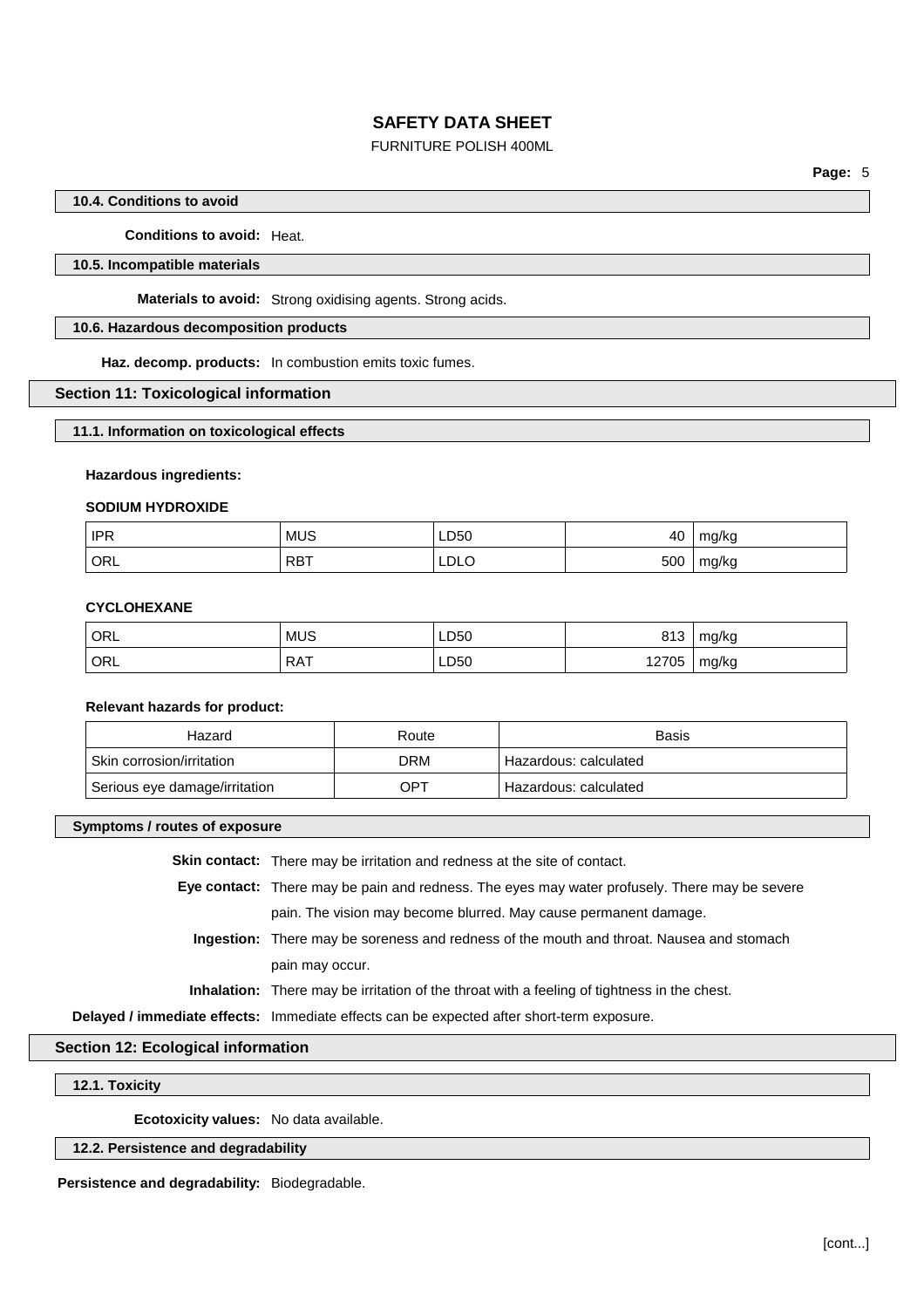#### 10.4. Conditions to avoid

**Conditions to avoid:** Heat.

#### 10.5. Incompatible materials

**Materials to avoid:** Strong oxidising agents. Strong acids.

#### 10.6. Hazardous decomposition products

**Haz. decomp. products:** In combustion emits toxic fumes.

## Section 11: Toxicological information

#### 11.1. Information on toxicological effects

**Hazardous ingredients:**

**SODIUM HYDROXIDE**

| | | | | |
|---|---|---|---|---|
| IPR | MUS | LD50 | 40 | mg/kg |
| ORL | RBT | LDLO | 500 | mg/kg |

**CYCLOHEXANE**

| | | | | |
|---|---|---|---|---|
| ORL | MUS | LD50 | 813 | mg/kg |
| ORL | RAT | LD50 | 12705 | mg/kg |

**Relevant hazards for product:**

| Hazard | Route | Basis |
|---|---|---|
| Skin corrosion/irritation | DRM | Hazardous: calculated |
| Serious eye damage/irritation | OPT | Hazardous: calculated |

#### Symptoms / routes of exposure

**Skin contact:** There may be irritation and redness at the site of contact.

**Eye contact:** There may be pain and redness. The eyes may water profusely. There may be severe pain. The vision may become blurred. May cause permanent damage.

**Ingestion:** There may be soreness and redness of the mouth and throat. Nausea and stomach pain may occur.

**Inhalation:** There may be irritation of the throat with a feeling of tightness in the chest.

**Delayed / immediate effects:** Immediate effects can be expected after short-term exposure.

## Section 12: Ecological information

#### 12.1. Toxicity

**Ecotoxicity values:** No data available.

#### 12.2. Persistence and degradability

**Persistence and degradability:** Biodegradable.

[cont...]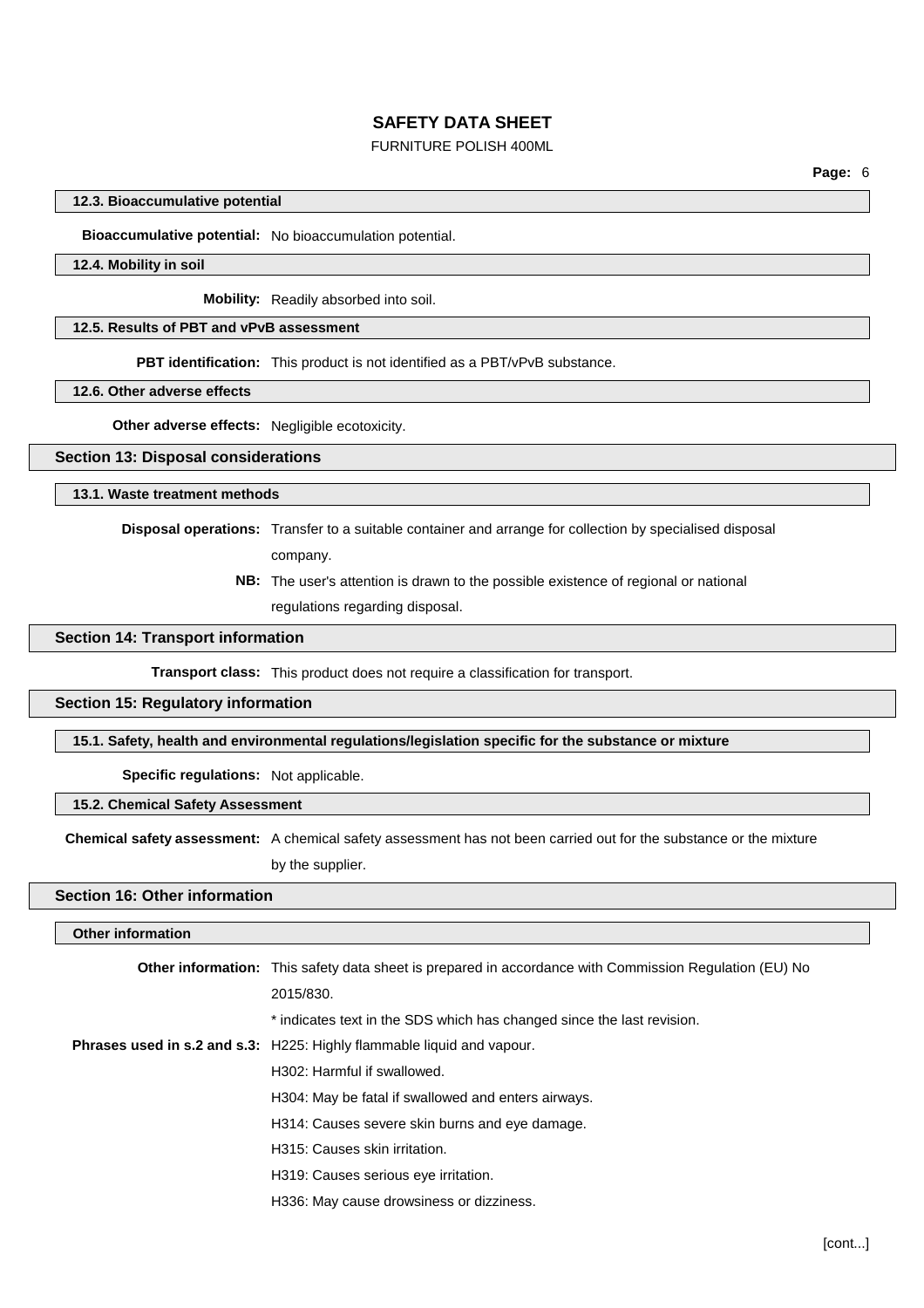### 12.3. Bioaccumulative potential

**Bioaccumulative potential:** No bioaccumulation potential.

### 12.4. Mobility in soil

**Mobility:** Readily absorbed into soil.

### 12.5. Results of PBT and vPvB assessment

**PBT identification:** This product is not identified as a PBT/vPvB substance.

### 12.6. Other adverse effects

**Other adverse effects:** Negligible ecotoxicity.

## Section 13: Disposal considerations

### 13.1. Waste treatment methods

**Disposal operations:** Transfer to a suitable container and arrange for collection by specialised disposal company.

**NB:** The user's attention is drawn to the possible existence of regional or national regulations regarding disposal.

## Section 14: Transport information

**Transport class:** This product does not require a classification for transport.

## Section 15: Regulatory information

### 15.1. Safety, health and environmental regulations/legislation specific for the substance or mixture

**Specific regulations:** Not applicable.

### 15.2. Chemical Safety Assessment

**Chemical safety assessment:** A chemical safety assessment has not been carried out for the substance or the mixture by the supplier.

## Section 16: Other information

### Other information

**Other information:** This safety data sheet is prepared in accordance with Commission Regulation (EU) No 2015/830.

* indicates text in the SDS which has changed since the last revision.

**Phrases used in s.2 and s.3:** H225: Highly flammable liquid and vapour.

H302: Harmful if swallowed.

H304: May be fatal if swallowed and enters airways.

H314: Causes severe skin burns and eye damage.

H315: Causes skin irritation.

H319: Causes serious eye irritation.

H336: May cause drowsiness or dizziness.

[cont...]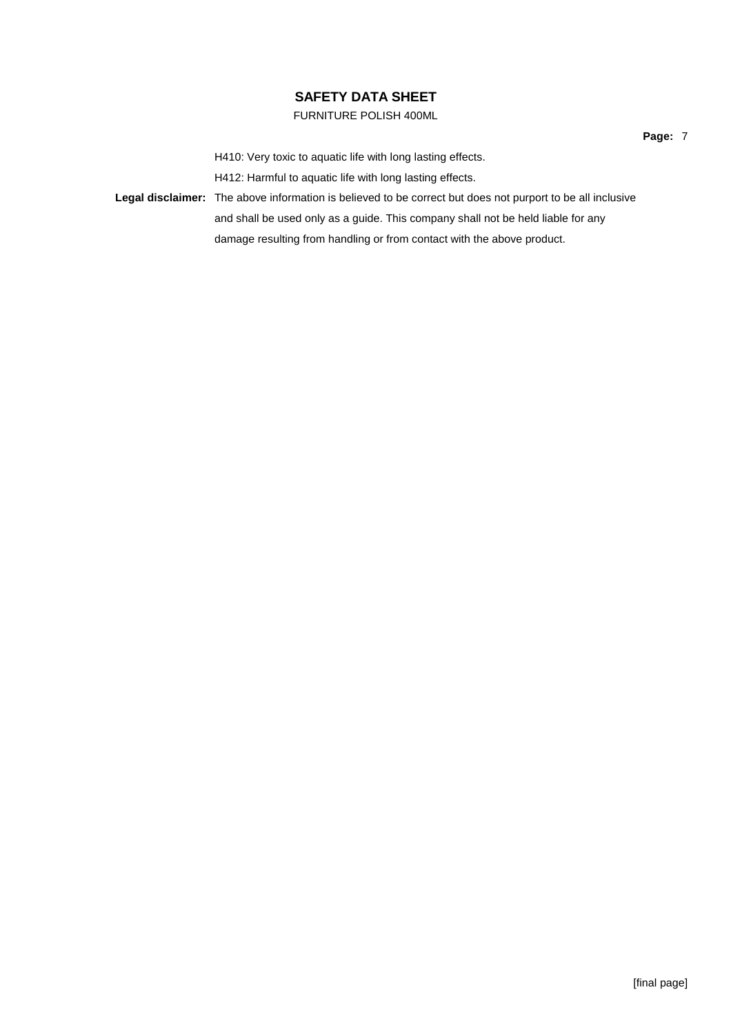H410: Very toxic to aquatic life with long lasting effects.

H412: Harmful to aquatic life with long lasting effects.

**Legal disclaimer:** The above information is believed to be correct but does not purport to be all inclusive and shall be used only as a guide. This company shall not be held liable for any damage resulting from handling or from contact with the above product.